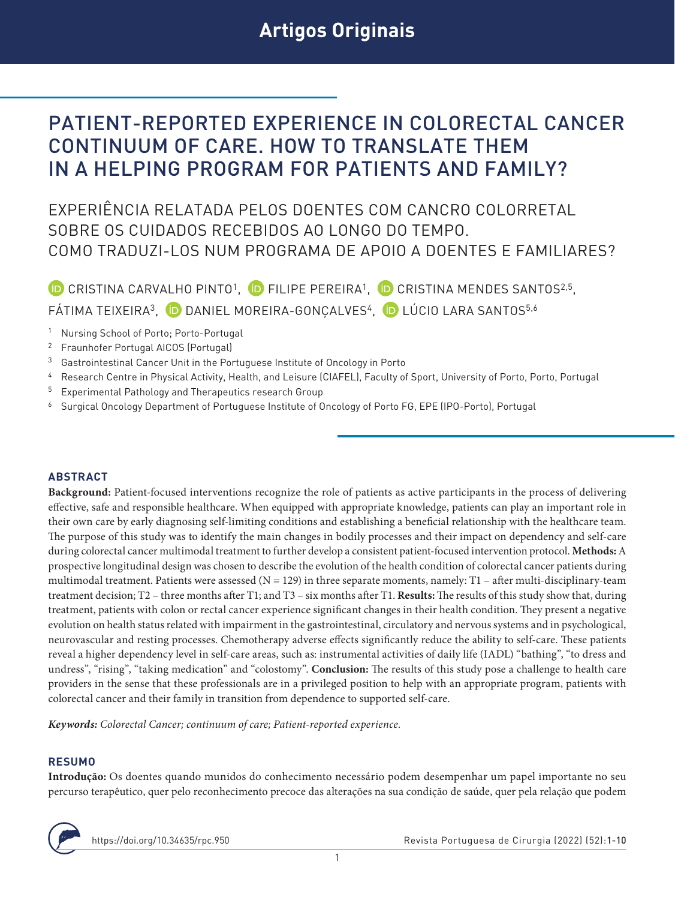# PATIENT-REPORTED EXPERIENCE IN COLORECTAL CANCER CONTINUUM OF CARE. HOW TO TRANSLATE THEM IN A HELPING PROGRAM FOR PATIENTS AND FAMILY?

## EXPERIÊNCIA RELATADA PELOS DOENTES COM CANCRO COLORRETAL SOBRE OS CUIDADOS RECEBIDOS AO LONGO DO TEMPO. COMO TRADUZI-LOS NUM PROGRAMA DE APOIO A DOENTES E FAMILIARES?

CRISTINA CARVALHO PINTO[1], FILIPE PEREIRA[1], CRISTINA MENDES SANTOS[2,5], FÁTIMA TEIXEIRA[3], DANIEL MOREIRA-GONÇALVES[4], LÚCIO LARA SANTOS[5,6]

1 Nursing School of Porto; Porto-Portugal
2 Fraunhofer Portugal AICOS (Portugal)
3 Gastrointestinal Cancer Unit in the Portuguese Institute of Oncology in Porto
4 Research Centre in Physical Activity, Health, and Leisure (CIAFEL), Faculty of Sport, University of Porto, Porto, Portugal
5 Experimental Pathology and Therapeutics research Group
6 Surgical Oncology Department of Portuguese Institute of Oncology of Porto FG, EPE (IPO-Porto), Portugal

### ABSTRACT

**Background:** Patient-focused interventions recognize the role of patients as active participants in the process of delivering effective, safe and responsible healthcare. When equipped with appropriate knowledge, patients can play an important role in their own care by early diagnosing self-limiting conditions and establishing a beneficial relationship with the healthcare team. The purpose of this study was to identify the main changes in bodily processes and their impact on dependency and self-care during colorectal cancer multimodal treatment to further develop a consistent patient-focused intervention protocol. **Methods:** A prospective longitudinal design was chosen to describe the evolution of the health condition of colorectal cancer patients during multimodal treatment. Patients were assessed (N = 129) in three separate moments, namely: T1 – after multi-disciplinary-team treatment decision; T2 – three months after T1; and T3 – six months after T1. **Results:** The results of this study show that, during treatment, patients with colon or rectal cancer experience significant changes in their health condition. They present a negative evolution on health status related with impairment in the gastrointestinal, circulatory and nervous systems and in psychological, neurovascular and resting processes. Chemotherapy adverse effects significantly reduce the ability to self-care. These patients reveal a higher dependency level in self-care areas, such as: instrumental activities of daily life (IADL) “bathing”, “to dress and undress”, “rising”, “taking medication” and “colostomy”. **Conclusion:** The results of this study pose a challenge to health care providers in the sense that these professionals are in a privileged position to help with an appropriate program, patients with colorectal cancer and their family in transition from dependence to supported self-care.

*Keywords: Colorectal Cancer; continuum of care; Patient-reported experience.*

### RESUMO

**Introdução:** Os doentes quando munidos do conhecimento necessário podem desempenhar um papel importante no seu percurso terapêutico, quer pelo reconhecimento precoce das alterações na sua condição de saúde, quer pela relação que podem

https://doi.org/10.34635/rpc.950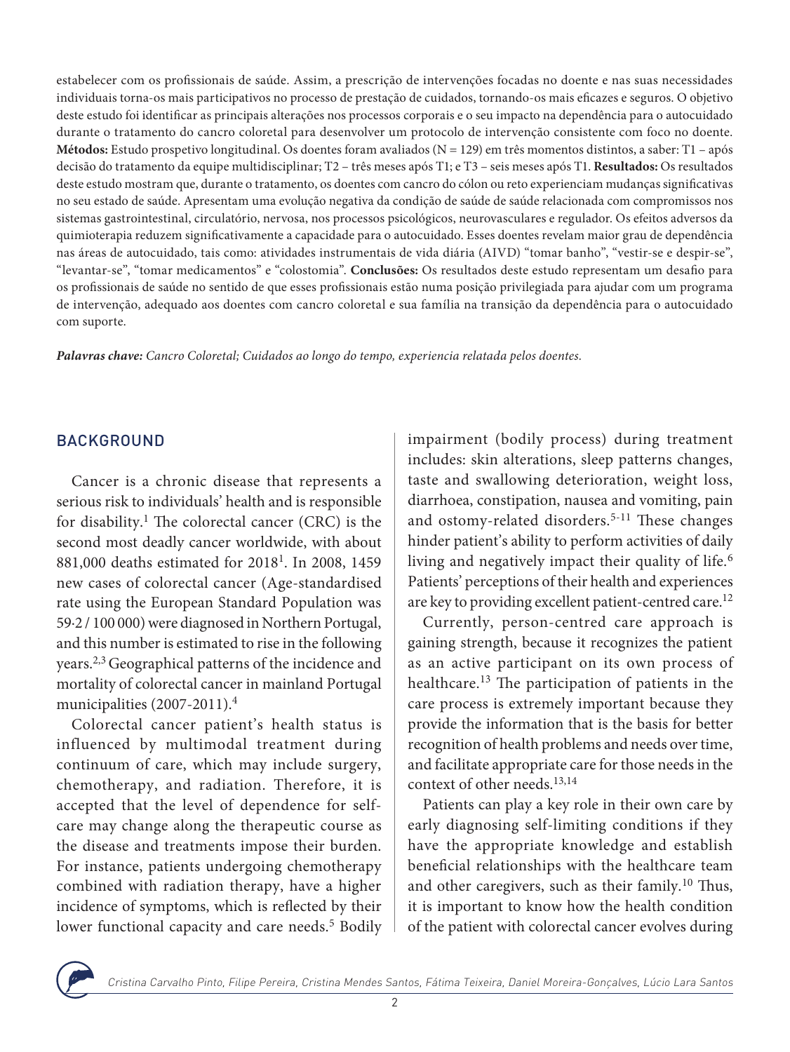estabelecer com os profissionais de saúde. Assim, a prescrição de intervenções focadas no doente e nas suas necessidades individuais torna-os mais participativos no processo de prestação de cuidados, tornando-os mais eficazes e seguros. O objetivo deste estudo foi identificar as principais alterações nos processos corporais e o seu impacto na dependência para o autocuidado durante o tratamento do cancro coloretal para desenvolver um protocolo de intervenção consistente com foco no doente. **Métodos:** Estudo prospetivo longitudinal. Os doentes foram avaliados (N = 129) em três momentos distintos, a saber: T1 – após decisão do tratamento da equipe multidisciplinar; T2 – três meses após T1; e T3 – seis meses após T1. **Resultados:** Os resultados deste estudo mostram que, durante o tratamento, os doentes com cancro do cólon ou reto experienciam mudanças significativas no seu estado de saúde. Apresentam uma evolução negativa da condição de saúde relacionada com compromissos nos sistemas gastrointestinal, circulatório, nervosa, nos processos psicológicos, neurovasculares e regulador. Os efeitos adversos da quimioterapia reduzem significativamente a capacidade para o autocuidado. Esses doentes revelam maior grau de dependência nas áreas de autocuidado, tais como: atividades instrumentais de vida diária (AIVD) "tomar banho", "vestir-se e despir-se", "levantar-se", "tomar medicamentos" e "colostomia". **Conclusões:** Os resultados deste estudo representam um desafio para os profissionais de saúde no sentido de que esses profissionais estão numa posição privilegiada para ajudar com um programa de intervenção, adequado aos doentes com cancro coloretal e sua família na transição da dependência para o autocuidado com suporte.

***Palavras chave:*** *Cancro Coloretal; Cuidados ao longo do tempo, experiencia relatada pelos doentes.*

## BACKGROUND

Cancer is a chronic disease that represents a serious risk to individuals' health and is responsible for disability.[1] The colorectal cancer (CRC) is the second most deadly cancer worldwide, with about 881,000 deaths estimated for 2018[1]. In 2008, 1459 new cases of colorectal cancer (Age-standardised rate using the European Standard Population was 59·2 / 100 000) were diagnosed in Northern Portugal, and this number is estimated to rise in the following years.[2,3] Geographical patterns of the incidence and mortality of colorectal cancer in mainland Portugal municipalities (2007-2011).[4]

Colorectal cancer patient's health status is influenced by multimodal treatment during continuum of care, which may include surgery, chemotherapy, and radiation. Therefore, it is accepted that the level of dependence for self-care may change along the therapeutic course as the disease and treatments impose their burden. For instance, patients undergoing chemotherapy combined with radiation therapy, have a higher incidence of symptoms, which is reflected by their lower functional capacity and care needs.[5] Bodily impairment (bodily process) during treatment includes: skin alterations, sleep patterns changes, taste and swallowing deterioration, weight loss, diarrhoea, constipation, nausea and vomiting, pain and ostomy-related disorders.[5-11] These changes hinder patient's ability to perform activities of daily living and negatively impact their quality of life.[6] Patients' perceptions of their health and experiences are key to providing excellent patient-centred care.[12]

Currently, person-centred care approach is gaining strength, because it recognizes the patient as an active participant on its own process of healthcare.[13] The participation of patients in the care process is extremely important because they provide the information that is the basis for better recognition of health problems and needs over time, and facilitate appropriate care for those needs in the context of other needs.[13,14]

Patients can play a key role in their own care by early diagnosing self-limiting conditions if they have the appropriate knowledge and establish beneficial relationships with the healthcare team and other caregivers, such as their family.[10] Thus, it is important to know how the health condition of the patient with colorectal cancer evolves during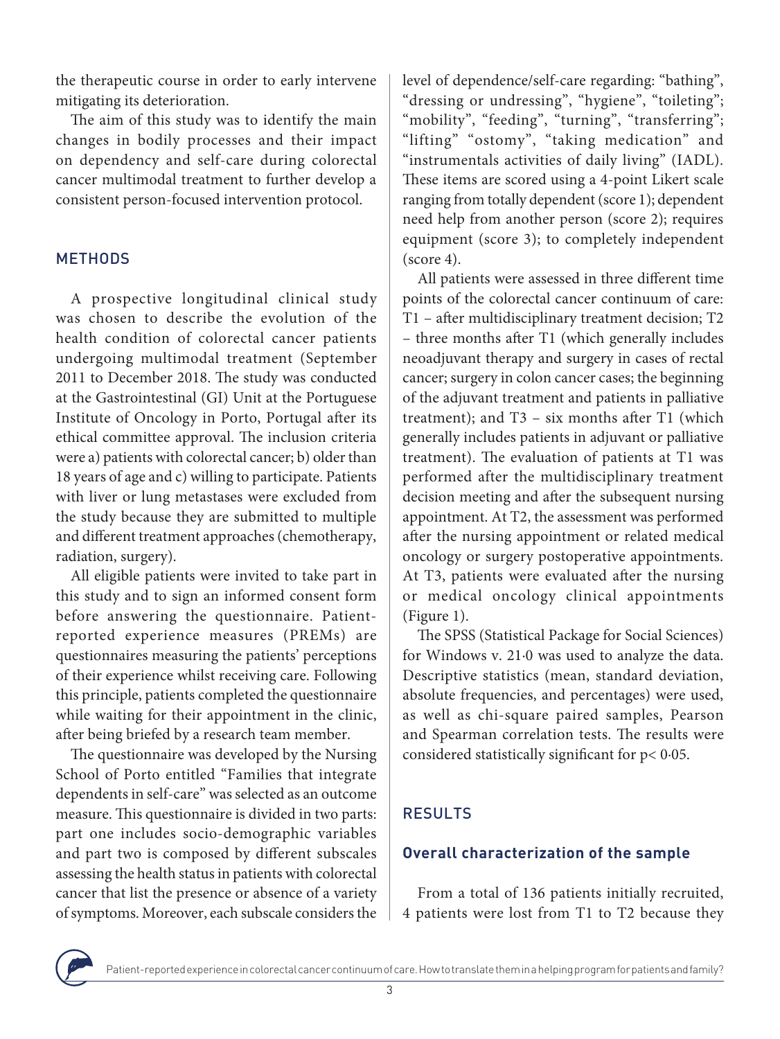the therapeutic course in order to early intervene mitigating its deterioration.

The aim of this study was to identify the main changes in bodily processes and their impact on dependency and self-care during colorectal cancer multimodal treatment to further develop a consistent person-focused intervention protocol.

## METHODS

A prospective longitudinal clinical study was chosen to describe the evolution of the health condition of colorectal cancer patients undergoing multimodal treatment (September 2011 to December 2018. The study was conducted at the Gastrointestinal (GI) Unit at the Portuguese Institute of Oncology in Porto, Portugal after its ethical committee approval. The inclusion criteria were a) patients with colorectal cancer; b) older than 18 years of age and c) willing to participate. Patients with liver or lung metastases were excluded from the study because they are submitted to multiple and different treatment approaches (chemotherapy, radiation, surgery).

All eligible patients were invited to take part in this study and to sign an informed consent form before answering the questionnaire. Patient-reported experience measures (PREMs) are questionnaires measuring the patients' perceptions of their experience whilst receiving care. Following this principle, patients completed the questionnaire while waiting for their appointment in the clinic, after being briefed by a research team member.

The questionnaire was developed by the Nursing School of Porto entitled "Families that integrate dependents in self-care" was selected as an outcome measure. This questionnaire is divided in two parts: part one includes socio-demographic variables and part two is composed by different subscales assessing the health status in patients with colorectal cancer that list the presence or absence of a variety of symptoms. Moreover, each subscale considers the level of dependence/self-care regarding: "bathing", "dressing or undressing", "hygiene", "toileting"; "mobility", "feeding", "turning", "transferring"; "lifting" "ostomy", "taking medication" and "instrumentals activities of daily living" (IADL). These items are scored using a 4-point Likert scale ranging from totally dependent (score 1); dependent need help from another person (score 2); requires equipment (score 3); to completely independent (score 4).

All patients were assessed in three different time points of the colorectal cancer continuum of care: T1 – after multidisciplinary treatment decision; T2 – three months after T1 (which generally includes neoadjuvant therapy and surgery in cases of rectal cancer; surgery in colon cancer cases; the beginning of the adjuvant treatment and patients in palliative treatment); and T3 – six months after T1 (which generally includes patients in adjuvant or palliative treatment). The evaluation of patients at T1 was performed after the multidisciplinary treatment decision meeting and after the subsequent nursing appointment. At T2, the assessment was performed after the nursing appointment or related medical oncology or surgery postoperative appointments. At T3, patients were evaluated after the nursing or medical oncology clinical appointments (Figure 1).

The SPSS (Statistical Package for Social Sciences) for Windows v. 21·0 was used to analyze the data. Descriptive statistics (mean, standard deviation, absolute frequencies, and percentages) were used, as well as chi-square paired samples, Pearson and Spearman correlation tests. The results were considered statistically significant for $p < 0·05$.

## RESULTS

### Overall characterization of the sample

From a total of 136 patients initially recruited, 4 patients were lost from T1 to T2 because they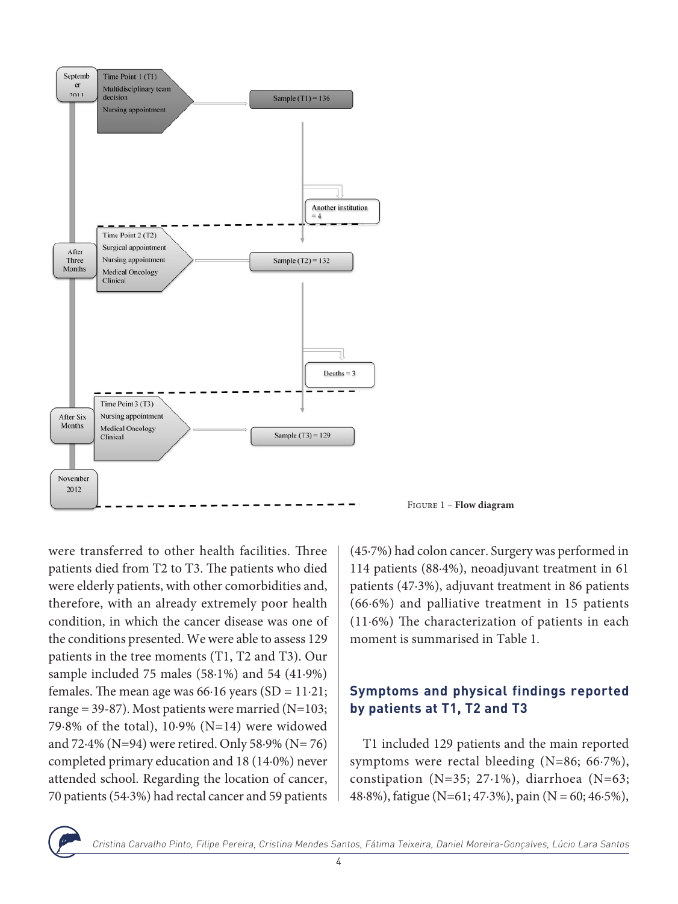FIGURE 1 – **Flow diagram**

were transferred to other health facilities. Three patients died from T2 to T3. The patients who died were elderly patients, with other comorbidities and, therefore, with an already extremely poor health condition, in which the cancer disease was one of the conditions presented. We were able to assess 129 patients in the tree moments (T1, T2 and T3). Our sample included 75 males (58·1%) and 54 (41·9%) females. The mean age was 66·16 years (SD = 11·21; range = 39-87). Most patients were married (N=103; 79·8% of the total), 10·9% (N=14) were widowed and 72·4% (N=94) were retired. Only 58·9% (N= 76) completed primary education and 18 (14·0%) never attended school. Regarding the location of cancer, 70 patients (54·3%) had rectal cancer and 59 patients (45·7%) had colon cancer. Surgery was performed in 114 patients (88·4%), neoadjuvant treatment in 61 patients (47·3%), adjuvant treatment in 86 patients (66·6%) and palliative treatment in 15 patients (11·6%) The characterization of patients in each moment is summarised in Table 1.

## Symptoms and physical findings reported by patients at T1, T2 and T3

T1 included 129 patients and the main reported symptoms were rectal bleeding (N=86; 66·7%), constipation (N=35; 27·1%), diarrhoea (N=63; 48·8%), fatigue (N=61; 47·3%), pain (N = 60; 46·5%),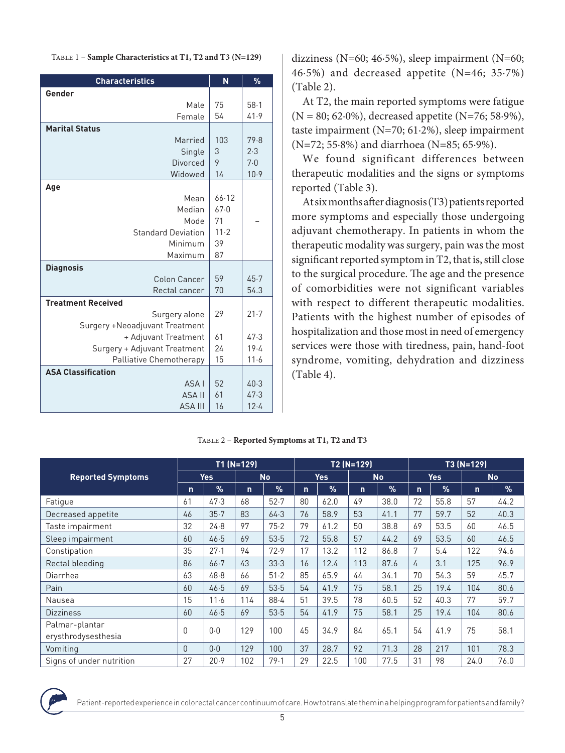Table 1 – **Sample Characteristics at T1, T2 and T3 (N=129)**

| Characteristics | N | % |
|---|---|---|
| **Gender** | | |
| Male | 75 | 58·1 |
| Female | 54 | 41·9 |
| **Marital Status** | | |
| Married | 103 | 79·8 |
| Single | 3 | 2·3 |
| Divorced | 9 | 7·0 |
| Widowed | 14 | 10·9 |
| **Age** | | |
| Mean | 66·12 | – |
| Median | 67·0 | |
| Mode | 71 | |
| Standard Deviation | 11·2 | |
| Minimum | 39 | |
| Maximum | 87 | |
| **Diagnosis** | | |
| Colon Cancer | 59 | 45·7 |
| Rectal cancer | 70 | 54.3 |
| **Treatment Received** | | |
| Surgery alone | 29 | 21·7 |
| Surgery +Neoadjuvant Treatment + Adjuvant Treatment | 61 | 47·3 |
| Surgery + Adjuvant Treatment | 24 | 19·4 |
| Palliative Chemotherapy | 15 | 11·6 |
| **ASA Classification** | | |
| ASA I | 52 | 40·3 |
| ASA II | 61 | 47·3 |
| ASA III | 16 | 12·4 |

dizziness (N=60; 46·5%), sleep impairment (N=60; 46·5%) and decreased appetite (N=46; 35·7%) (Table 2).

At T2, the main reported symptoms were fatigue (N = 80; 62·0%), decreased appetite (N=76; 58·9%), taste impairment (N=70; 61·2%), sleep impairment (N=72; 55·8%) and diarrhoea (N=85; 65·9%).

We found significant differences between therapeutic modalities and the signs or symptoms reported (Table 3).

At six months after diagnosis (T3) patients reported more symptoms and especially those undergoing adjuvant chemotherapy. In patients in whom the therapeutic modality was surgery, pain was the most significant reported symptom in T2, that is, still close to the surgical procedure. The age and the presence of comorbidities were not significant variables with respect to different therapeutic modalities. Patients with the highest number of episodes of hospitalization and those most in need of emergency services were those with tiredness, pain, hand-foot syndrome, vomiting, dehydration and dizziness (Table 4).

Table 2 – **Reported Symptoms at T1, T2 and T3**

| Reported Symptoms | T1 (N=129) | | | | T2 (N=129) | | | | T3 (N=129) | | | |
|---|---|---|---|---|---|---|---|---|---|---|---|---|
| | Yes | | No | | Yes | | No | | Yes | | No | |
| | n | % | n | % | n | % | n | % | n | % | n | % |
| Fatigue | 61 | 47·3 | 68 | 52·7 | 80 | 62.0 | 49 | 38.0 | 72 | 55.8 | 57 | 44.2 |
| Decreased appetite | 46 | 35·7 | 83 | 64·3 | 76 | 58.9 | 53 | 41.1 | 77 | 59.7 | 52 | 40.3 |
| Taste impairment | 32 | 24·8 | 97 | 75·2 | 79 | 61.2 | 50 | 38.8 | 69 | 53.5 | 60 | 46.5 |
| Sleep impairment | 60 | 46·5 | 69 | 53·5 | 72 | 55.8 | 57 | 44.2 | 69 | 53.5 | 60 | 46.5 |
| Constipation | 35 | 27·1 | 94 | 72·9 | 17 | 13.2 | 112 | 86.8 | 7 | 5.4 | 122 | 94.6 |
| Rectal bleeding | 86 | 66·7 | 43 | 33·3 | 16 | 12.4 | 113 | 87.6 | 4 | 3.1 | 125 | 96.9 |
| Diarrhea | 63 | 48·8 | 66 | 51·2 | 85 | 65.9 | 44 | 34.1 | 70 | 54.3 | 59 | 45.7 |
| Pain | 60 | 46·5 | 69 | 53·5 | 54 | 41.9 | 75 | 58.1 | 25 | 19.4 | 104 | 80.6 |
| Nausea | 15 | 11·6 | 114 | 88·4 | 51 | 39.5 | 78 | 60.5 | 52 | 40.3 | 77 | 59.7 |
| Dizziness | 60 | 46·5 | 69 | 53·5 | 54 | 41.9 | 75 | 58.1 | 25 | 19.4 | 104 | 80.6 |
| Palmar-plantar erysthrodysesthesia | 0 | 0·0 | 129 | 100 | 45 | 34.9 | 84 | 65.1 | 54 | 41.9 | 75 | 58.1 |
| Vomiting | 0 | 0·0 | 129 | 100 | 37 | 28.7 | 92 | 71.3 | 28 | 217 | 101 | 78.3 |
| Signs of under nutrition | 27 | 20·9 | 102 | 79·1 | 29 | 22.5 | 100 | 77.5 | 31 | 98 | 24.0 | 76.0 |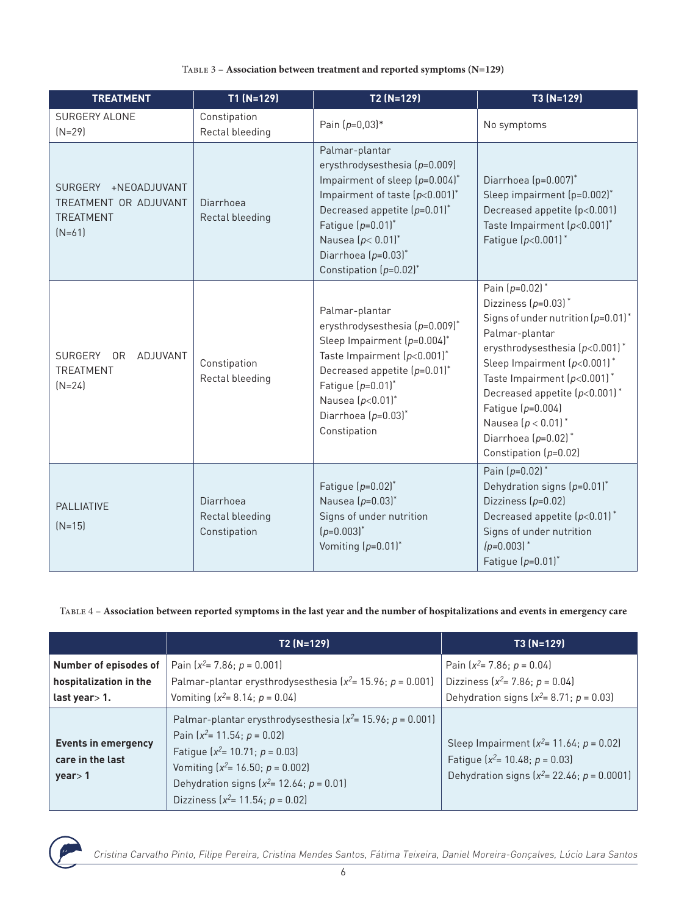Table 3 – **Association between treatment and reported symptoms (N=129)**

| TREATMENT | T1 (N=129) | T2 (N=129) | T3 (N=129) |
|---|---|---|---|
| SURGERY ALONE (N=29) | Constipation<br>Rectal bleeding | Pain ($p$=0,03)* | No symptoms |
| SURGERY +NEOADJUVANT TREATMENT OR ADJUVANT TREATMENT (N=61) | Diarrhoea<br>Rectal bleeding | Palmar-plantar erysthrodysesthesia ($p$=0.009)<br>Impairment of sleep ($p$=0.004)*<br>Impairment of taste ($p$<0.001)*<br>Decreased appetite ($p$=0.01)*<br>Fatigue ($p$=0.01)*<br>Nausea ($p$< 0.01)*<br>Diarrhoea ($p$=0.03)*<br>Constipation ($p$=0.02)* | Diarrhoea (p=0.007)*<br>Sleep impairment (p=0.002)*<br>Decreased appetite (p<0.001)<br>Taste Impairment ($p$<0.001)*<br>Fatigue ($p$<0.001)* |
| SURGERY OR ADJUVANT TREATMENT (N=24) | Constipation<br>Rectal bleeding | Palmar-plantar erysthrodysesthesia ($p$=0.009)*<br>Sleep Impairment ($p$=0.004)*<br>Taste Impairment ($p$<0.001)*<br>Decreased appetite ($p$=0.01)*<br>Fatigue ($p$=0.01)*<br>Nausea ($p$<0.01)*<br>Diarrhoea ($p$=0.03)*<br>Constipation | Pain ($p$=0.02)*<br>Dizziness ($p$=0.03)*<br>Signs of under nutrition ($p$=0.01)*<br>Palmar-plantar erysthrodysesthesia ($p$<0.001)*<br>Sleep Impairment ($p$<0.001)*<br>Taste Impairment ($p$<0.001)*<br>Decreased appetite ($p$<0.001)*<br>Fatigue ($p$=0.004)<br>Nausea ($p$ < 0.01)*<br>Diarrhoea ($p$=0.02)*<br>Constipation ($p$=0.02) |
| PALLIATIVE (N=15) | Diarrhoea<br>Rectal bleeding<br>Constipation | Fatigue ($p$=0.02)*<br>Nausea ($p$=0.03)*<br>Signs of under nutrition ($p$=0.003)*<br>Vomiting ($p$=0.01)* | Pain ($p$=0.02)*<br>Dehydration signs ($p$=0.01)*<br>Dizziness ($p$=0.02)<br>Decreased appetite ($p$<0.01)*<br>Signs of under nutrition ($p$=0.003)*<br>Fatigue ($p$=0.01)* |

Table 4 – **Association between reported symptoms in the last year and the number of hospitalizations and events in emergency care**

| | T2 (N=129) | T3 (N=129) |
|---|---|---|
| **Number of episodes of hospitalization in the last year> 1.** | Pain ($x^2$= 7.86; $p$ = 0.001)<br>Palmar-plantar erysthrodysesthesia ($x^2$= 15.96; $p$ = 0.001)<br>Vomiting ($x^2$= 8.14; $p$ = 0.04) | Pain ($x^2$= 7.86; $p$ = 0.04)<br>Dizziness ($x^2$= 7.86; $p$ = 0.04)<br>Dehydration signs ($x^2$= 8.71; $p$ = 0.03) |
| **Events in emergency care in the last year> 1** | Palmar-plantar erysthrodysesthesia ($x^2$= 15.96; $p$ = 0.001)<br>Pain ($x^2$= 11.54; $p$ = 0.02)<br>Fatigue ($x^2$= 10.71; $p$ = 0.03)<br>Vomiting ($x^2$= 16.50; $p$ = 0.002)<br>Dehydration signs ($x^2$= 12.64; $p$ = 0.01)<br>Dizziness ($x^2$= 11.54; $p$ = 0.02) | Sleep Impairment ($x^2$= 11.64; $p$ = 0.02)<br>Fatigue ($x^2$= 10.48; $p$ = 0.03)<br>Dehydration signs ($x^2$= 22.46; $p$ = 0.0001) |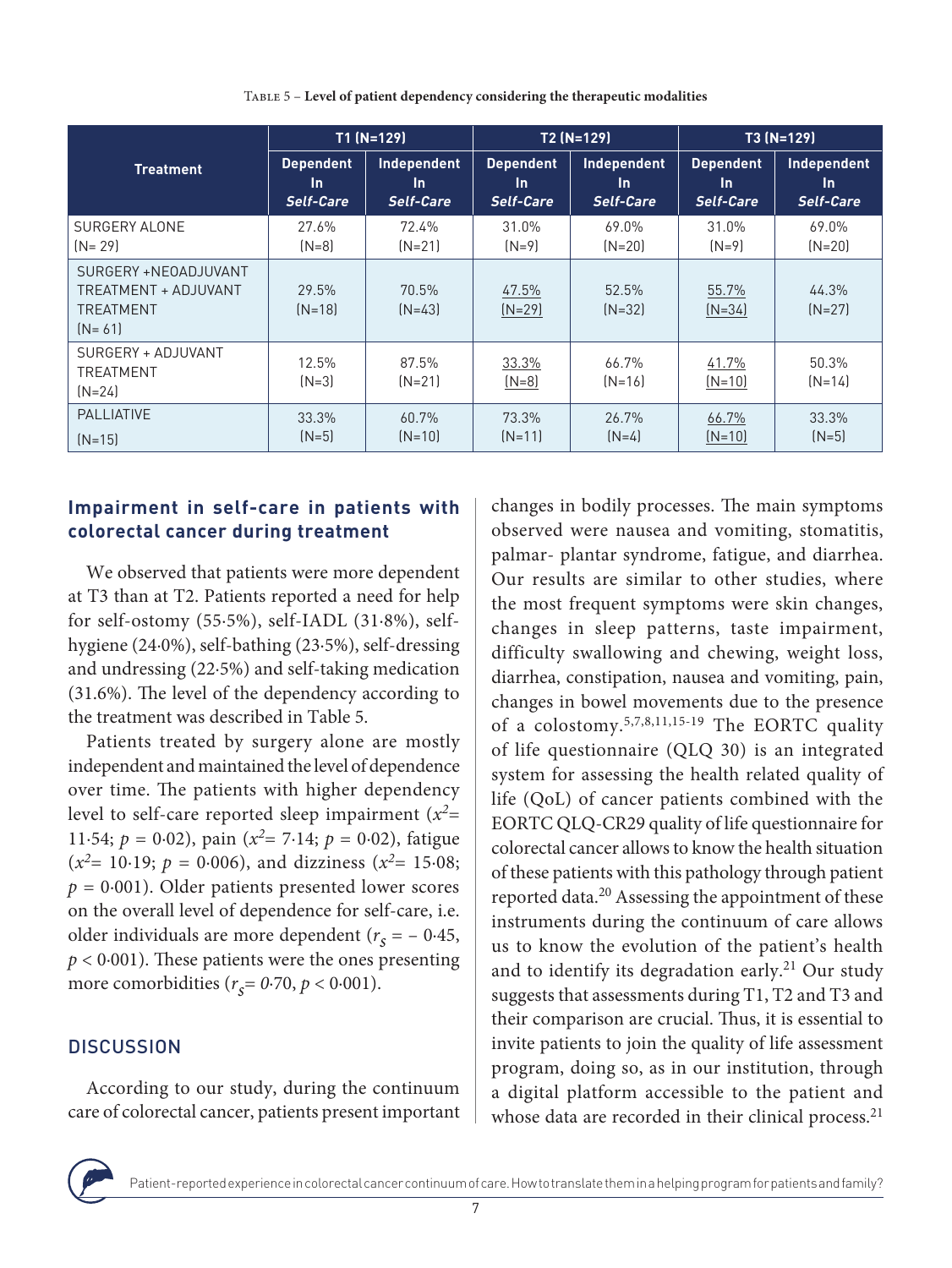Table 5 – **Level of patient dependency considering the therapeutic modalities**

| Treatment | T1 (N=129) | | T2 (N=129) | | T3 (N=129) | |
|---|---|---|---|---|---|---|
| | Dependent In *Self-Care* | Independent In *Self-Care* | Dependent In *Self-Care* | Independent In *Self-Care* | Dependent In *Self-Care* | Independent In *Self-Care* |
| SURGERY ALONE (N= 29) | 27.6% (N=8) | 72.4% (N=21) | 31.0% (N=9) | 69.0% (N=20) | 31.0% (N=9) | 69.0% (N=20) |
| SURGERY +NEOADJUVANT TREATMENT + ADJUVANT TREATMENT (N= 61) | 29.5% (N=18) | 70.5% (N=43) | 47.5% (N=29) | 52.5% (N=32) | 55.7% (N=34) | 44.3% (N=27) |
| SURGERY + ADJUVANT TREATMENT (N=24) | 12.5% (N=3) | 87.5% (N=21) | 33.3% (N=8) | 66.7% (N=16) | 41.7% (N=10) | 50.3% (N=14) |
| PALLIATIVE (N=15) | 33.3% (N=5) | 60.7% (N=10) | 73.3% (N=11) | 26.7% (N=4) | 66.7% (N=10) | 33.3% (N=5) |

### Impairment in self-care in patients with colorectal cancer during treatment

We observed that patients were more dependent at T3 than at T2. Patients reported a need for help for self-ostomy (55·5%), self-IADL (31·8%), self-hygiene (24·0%), self-bathing (23·5%), self-dressing and undressing (22·5%) and self-taking medication (31.6%). The level of the dependency according to the treatment was described in Table 5.

Patients treated by surgery alone are mostly independent and maintained the level of dependence over time. The patients with higher dependency level to self-care reported sleep impairment ($x^2$= 11·54; $p$ = 0·02), pain ($x^2$= 7·14; $p$ = 0·02), fatigue ($x^2$= 10·19; $p$ = 0·006), and dizziness ($x^2$= 15·08; $p$ = 0·001). Older patients presented lower scores on the overall level of dependence for self-care, i.e. older individuals are more dependent ($r_s$ = – 0·45, $p$ < 0·001). These patients were the ones presenting more comorbidities ($r_s$= 0·70, $p$ < 0·001).

## DISCUSSION

According to our study, during the continuum care of colorectal cancer, patients present important changes in bodily processes. The main symptoms observed were nausea and vomiting, stomatitis, palmar- plantar syndrome, fatigue, and diarrhea. Our results are similar to other studies, where the most frequent symptoms were skin changes, changes in sleep patterns, taste impairment, difficulty swallowing and chewing, weight loss, diarrhea, constipation, nausea and vomiting, pain, changes in bowel movements due to the presence of a colostomy.[5,7,8,11,15-19] The EORTC quality of life questionnaire (QLQ 30) is an integrated system for assessing the health related quality of life (QoL) of cancer patients combined with the EORTC QLQ-CR29 quality of life questionnaire for colorectal cancer allows to know the health situation of these patients with this pathology through patient reported data.[20] Assessing the appointment of these instruments during the continuum of care allows us to know the evolution of the patient's health and to identify its degradation early.[21] Our study suggests that assessments during T1, T2 and T3 and their comparison are crucial. Thus, it is essential to invite patients to join the quality of life assessment program, doing so, as in our institution, through a digital platform accessible to the patient and whose data are recorded in their clinical process.[21]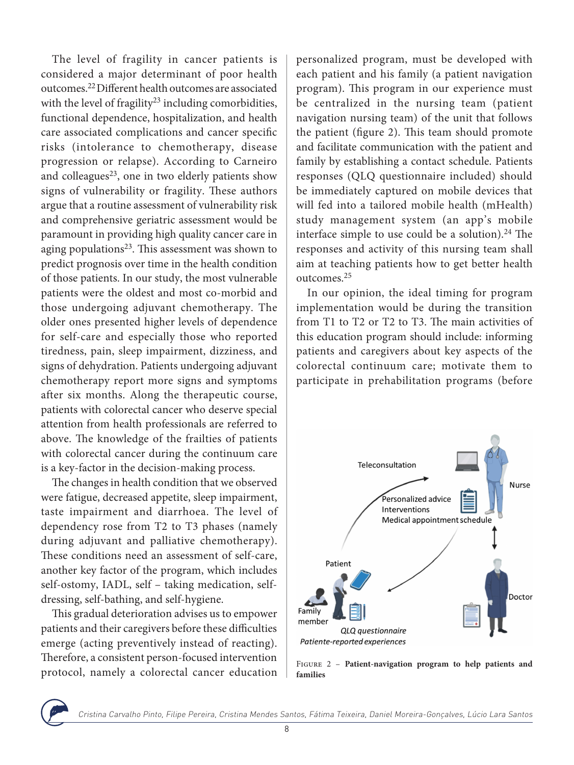The level of fragility in cancer patients is considered a major determinant of poor health outcomes.[22] Different health outcomes are associated with the level of fragility[23] including comorbidities, functional dependence, hospitalization, and health care associated complications and cancer specific risks (intolerance to chemotherapy, disease progression or relapse). According to Carneiro and colleagues[23], one in two elderly patients show signs of vulnerability or fragility. These authors argue that a routine assessment of vulnerability risk and comprehensive geriatric assessment would be paramount in providing high quality cancer care in aging populations[23]. This assessment was shown to predict prognosis over time in the health condition of those patients. In our study, the most vulnerable patients were the oldest and most co-morbid and those undergoing adjuvant chemotherapy. The older ones presented higher levels of dependence for self-care and especially those who reported tiredness, pain, sleep impairment, dizziness, and signs of dehydration. Patients undergoing adjuvant chemotherapy report more signs and symptoms after six months. Along the therapeutic course, patients with colorectal cancer who deserve special attention from health professionals are referred to above. The knowledge of the frailties of patients with colorectal cancer during the continuum care is a key-factor in the decision-making process.

The changes in health condition that we observed were fatigue, decreased appetite, sleep impairment, taste impairment and diarrhoea. The level of dependency rose from T2 to T3 phases (namely during adjuvant and palliative chemotherapy). These conditions need an assessment of self-care, another key factor of the program, which includes self-ostomy, IADL, self – taking medication, self-dressing, self-bathing, and self-hygiene.

This gradual deterioration advises us to empower patients and their caregivers before these difficulties emerge (acting preventively instead of reacting). Therefore, a consistent person-focused intervention protocol, namely a colorectal cancer education personalized program, must be developed with each patient and his family (a patient navigation program). This program in our experience must be centralized in the nursing team (patient navigation nursing team) of the unit that follows the patient (figure 2). This team should promote and facilitate communication with the patient and family by establishing a contact schedule. Patients responses (QLQ questionnaire included) should be immediately captured on mobile devices that will fed into a tailored mobile health (mHealth) study management system (an app's mobile interface simple to use could be a solution).[24] The responses and activity of this nursing team shall aim at teaching patients how to get better health outcomes.[25]

In our opinion, the ideal timing for program implementation would be during the transition from T1 to T2 or T2 to T3. The main activities of this education program should include: informing patients and caregivers about key aspects of the colorectal continuum care; motivate them to participate in prehabilitation programs (before

Teleconsultation

Nurse

Personalized advice
Interventions
Medical appointment schedule

Patient

Family member

Doctor

*QLQ questionnaire*
*Patiente-reported experiences*

Figure 2 – **Patient-navigation program to help patients and families**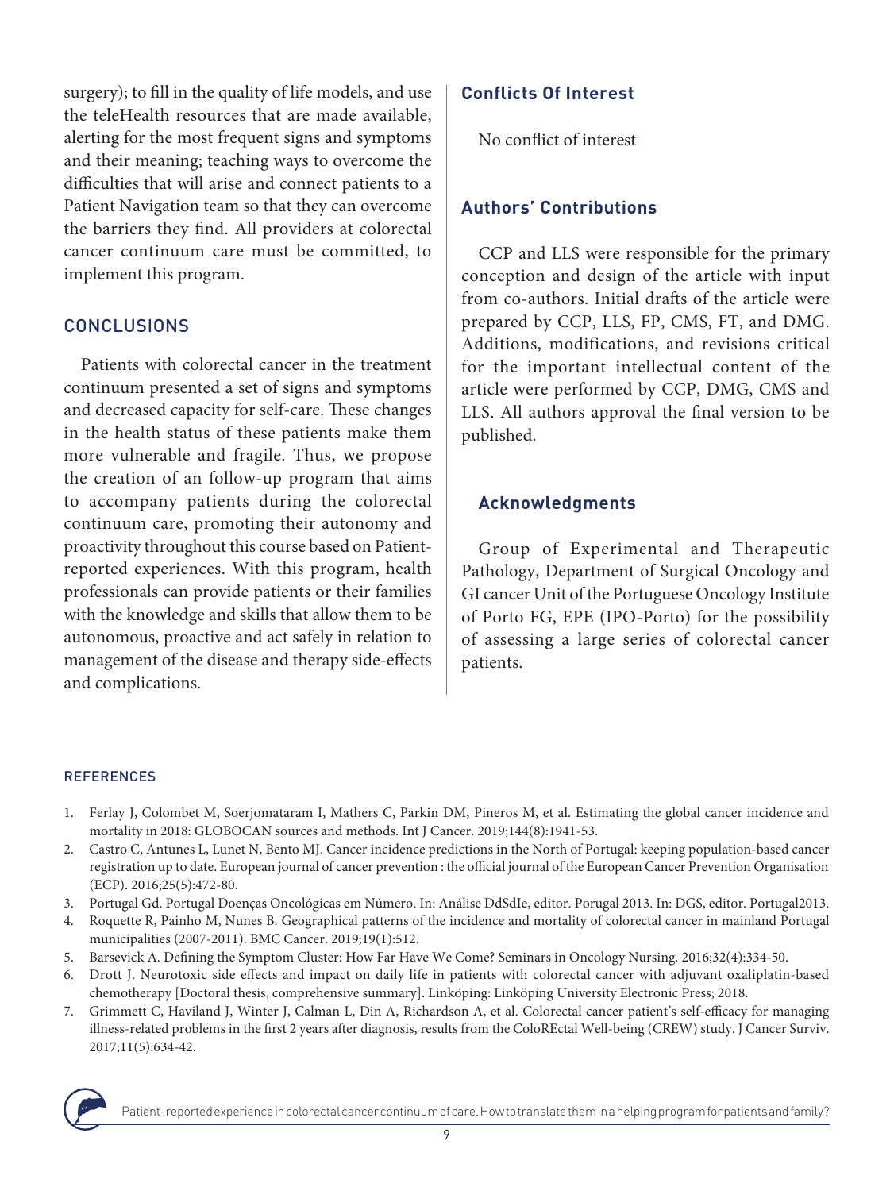surgery); to fill in the quality of life models, and use the teleHealth resources that are made available, alerting for the most frequent signs and symptoms and their meaning; teaching ways to overcome the difficulties that will arise and connect patients to a Patient Navigation team so that they can overcome the barriers they find. All providers at colorectal cancer continuum care must be committed, to implement this program.

## CONCLUSIONS

Patients with colorectal cancer in the treatment continuum presented a set of signs and symptoms and decreased capacity for self-care. These changes in the health status of these patients make them more vulnerable and fragile. Thus, we propose the creation of an follow-up program that aims to accompany patients during the colorectal continuum care, promoting their autonomy and proactivity throughout this course based on Patient-reported experiences. With this program, health professionals can provide patients or their families with the knowledge and skills that allow them to be autonomous, proactive and act safely in relation to management of the disease and therapy side-effects and complications.

### Conflicts Of Interest

No conflict of interest

### Authors' Contributions

CCP and LLS were responsible for the primary conception and design of the article with input from co-authors. Initial drafts of the article were prepared by CCP, LLS, FP, CMS, FT, and DMG. Additions, modifications, and revisions critical for the important intellectual content of the article were performed by CCP, DMG, CMS and LLS. All authors approval the final version to be published.

### Acknowledgments

Group of Experimental and Therapeutic Pathology, Department of Surgical Oncology and GI cancer Unit of the Portuguese Oncology Institute of Porto FG, EPE (IPO-Porto) for the possibility of assessing a large series of colorectal cancer patients.

## REFERENCES

1. Ferlay J, Colombet M, Soerjomataram I, Mathers C, Parkin DM, Pineros M, et al. Estimating the global cancer incidence and mortality in 2018: GLOBOCAN sources and methods. Int J Cancer. 2019;144(8):1941-53.
2. Castro C, Antunes L, Lunet N, Bento MJ. Cancer incidence predictions in the North of Portugal: keeping population-based cancer registration up to date. European journal of cancer prevention : the official journal of the European Cancer Prevention Organisation (ECP). 2016;25(5):472-80.
3. Portugal Gd. Portugal Doenças Oncológicas em Número. In: Análise DdSdIe, editor. Porugal 2013. In: DGS, editor. Portugal2013.
4. Roquette R, Painho M, Nunes B. Geographical patterns of the incidence and mortality of colorectal cancer in mainland Portugal municipalities (2007-2011). BMC Cancer. 2019;19(1):512.
5. Barsevick A. Defining the Symptom Cluster: How Far Have We Come? Seminars in Oncology Nursing. 2016;32(4):334-50.
6. Drott J. Neurotoxic side effects and impact on daily life in patients with colorectal cancer with adjuvant oxaliplatin-based chemotherapy [Doctoral thesis, comprehensive summary]. Linköping: Linköping University Electronic Press; 2018.
7. Grimmett C, Haviland J, Winter J, Calman L, Din A, Richardson A, et al. Colorectal cancer patient's self-efficacy for managing illness-related problems in the first 2 years after diagnosis, results from the ColoREctal Well-being (CREW) study. J Cancer Surviv. 2017;11(5):634-42.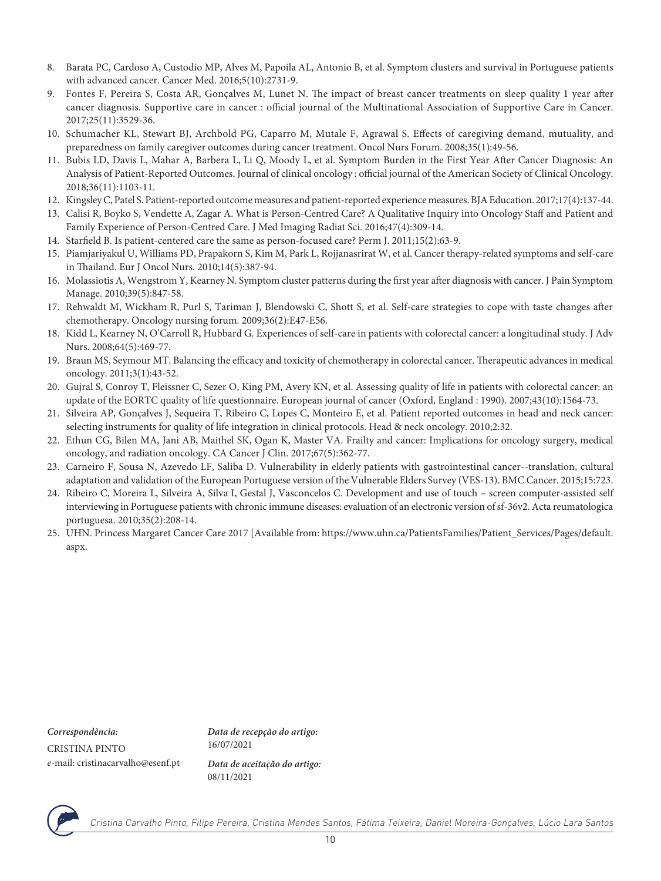8. Barata PC, Cardoso A, Custodio MP, Alves M, Papoila AL, Antonio B, et al. Symptom clusters and survival in Portuguese patients with advanced cancer. Cancer Med. 2016;5(10):2731-9.
9. Fontes F, Pereira S, Costa AR, Gonçalves M, Lunet N. The impact of breast cancer treatments on sleep quality 1 year after cancer diagnosis. Supportive care in cancer : official journal of the Multinational Association of Supportive Care in Cancer. 2017;25(11):3529-36.
10. Schumacher KL, Stewart BJ, Archbold PG, Caparro M, Mutale F, Agrawal S. Effects of caregiving demand, mutuality, and preparedness on family caregiver outcomes during cancer treatment. Oncol Nurs Forum. 2008;35(1):49-56.
11. Bubis LD, Davis L, Mahar A, Barbera L, Li Q, Moody L, et al. Symptom Burden in the First Year After Cancer Diagnosis: An Analysis of Patient-Reported Outcomes. Journal of clinical oncology : official journal of the American Society of Clinical Oncology. 2018;36(11):1103-11.
12. Kingsley C, Patel S. Patient-reported outcome measures and patient-reported experience measures. BJA Education. 2017;17(4):137-44.
13. Calisi R, Boyko S, Vendette A, Zagar A. What is Person-Centred Care? A Qualitative Inquiry into Oncology Staff and Patient and Family Experience of Person-Centred Care. J Med Imaging Radiat Sci. 2016;47(4):309-14.
14. Starfield B. Is patient-centered care the same as person-focused care? Perm J. 2011;15(2):63-9.
15. Piamjariyakul U, Williams PD, Prapakorn S, Kim M, Park L, Rojjanasrirat W, et al. Cancer therapy-related symptoms and self-care in Thailand. Eur J Oncol Nurs. 2010;14(5):387-94.
16. Molassiotis A, Wengstrom Y, Kearney N. Symptom cluster patterns during the first year after diagnosis with cancer. J Pain Symptom Manage. 2010;39(5):847-58.
17. Rehwaldt M, Wickham R, Purl S, Tariman J, Blendowski C, Shott S, et al. Self-care strategies to cope with taste changes after chemotherapy. Oncology nursing forum. 2009;36(2):E47-E56.
18. Kidd L, Kearney N, O'Carroll R, Hubbard G. Experiences of self-care in patients with colorectal cancer: a longitudinal study. J Adv Nurs. 2008;64(5):469-77.
19. Braun MS, Seymour MT. Balancing the efficacy and toxicity of chemotherapy in colorectal cancer. Therapeutic advances in medical oncology. 2011;3(1):43-52.
20. Gujral S, Conroy T, Fleissner C, Sezer O, King PM, Avery KN, et al. Assessing quality of life in patients with colorectal cancer: an update of the EORTC quality of life questionnaire. European journal of cancer (Oxford, England : 1990). 2007;43(10):1564-73.
21. Silveira AP, Gonçalves J, Sequeira T, Ribeiro C, Lopes C, Monteiro E, et al. Patient reported outcomes in head and neck cancer: selecting instruments for quality of life integration in clinical protocols. Head & neck oncology. 2010;2:32.
22. Ethun CG, Bilen MA, Jani AB, Maithel SK, Ogan K, Master VA. Frailty and cancer: Implications for oncology surgery, medical oncology, and radiation oncology. CA Cancer J Clin. 2017;67(5):362-77.
23. Carneiro F, Sousa N, Azevedo LF, Saliba D. Vulnerability in elderly patients with gastrointestinal cancer--translation, cultural adaptation and validation of the European Portuguese version of the Vulnerable Elders Survey (VES-13). BMC Cancer. 2015;15:723.
24. Ribeiro C, Moreira L, Silveira A, Silva I, Gestal J, Vasconcelos C. Development and use of touch – screen computer-assisted self interviewing in Portuguese patients with chronic immune diseases: evaluation of an electronic version of sf-36v2. Acta reumatologica portuguesa. 2010;35(2):208-14.
25. UHN. Princess Margaret Cancer Care 2017 [Available from: https://www.uhn.ca/PatientsFamilies/Patient_Services/Pages/default.aspx.

***Correspondência:***
CRISTINA PINTO
*e*-mail: cristinacarvalho@esenf.pt

***Data de recepção do artigo:***
16/07/2021

***Data de aceitação do artigo:***
08/11/2021